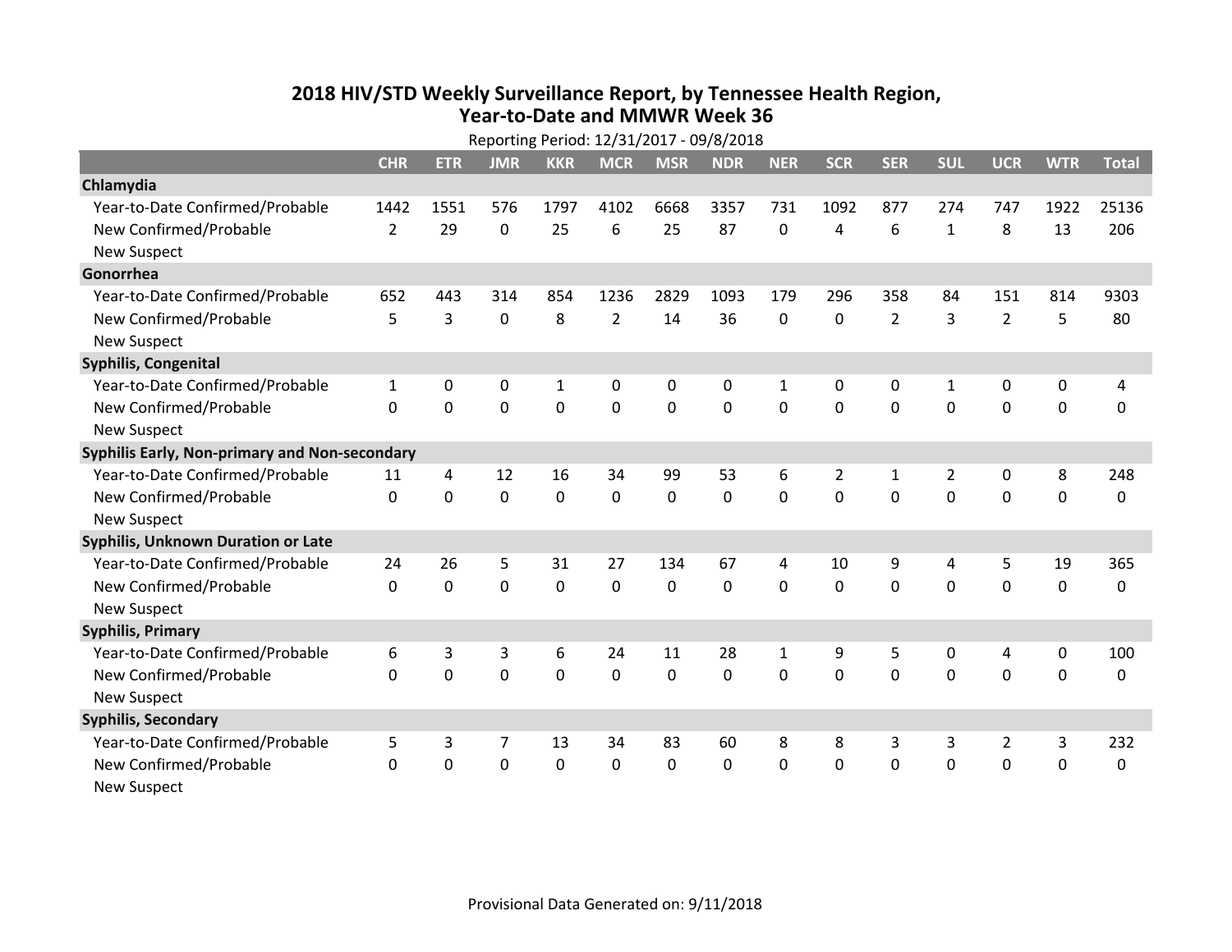# 2018 HIV/STD Weekly Surveillance Report, by Tennessee Health Region, Year-to-Date and MMWR Week 36

Reporting Period: 12/31/2017 - 09/8/2018

| | CHR | ETR | JMR | KKR | MCR | MSR | NDR | NER | SCR | SER | SUL | UCR | WTR | Total |
|---|---|---|---|---|---|---|---|---|---|---|---|---|---|---|
| **Chlamydia** | | | | | | | | | | | | | | |
| Year-to-Date Confirmed/Probable | 1442 | 1551 | 576 | 1797 | 4102 | 6668 | 3357 | 731 | 1092 | 877 | 274 | 747 | 1922 | 25136 |
| New Confirmed/Probable | 2 | 29 | 0 | 25 | 6 | 25 | 87 | 0 | 4 | 6 | 1 | 8 | 13 | 206 |
| New Suspect | | | | | | | | | | | | | | |
| **Gonorrhea** | | | | | | | | | | | | | | |
| Year-to-Date Confirmed/Probable | 652 | 443 | 314 | 854 | 1236 | 2829 | 1093 | 179 | 296 | 358 | 84 | 151 | 814 | 9303 |
| New Confirmed/Probable | 5 | 3 | 0 | 8 | 2 | 14 | 36 | 0 | 0 | 2 | 3 | 2 | 5 | 80 |
| New Suspect | | | | | | | | | | | | | | |
| **Syphilis, Congenital** | | | | | | | | | | | | | | |
| Year-to-Date Confirmed/Probable | 1 | 0 | 0 | 1 | 0 | 0 | 0 | 1 | 0 | 0 | 1 | 0 | 0 | 4 |
| New Confirmed/Probable | 0 | 0 | 0 | 0 | 0 | 0 | 0 | 0 | 0 | 0 | 0 | 0 | 0 | 0 |
| New Suspect | | | | | | | | | | | | | | |
| **Syphilis Early, Non-primary and Non-secondary** | | | | | | | | | | | | | | |
| Year-to-Date Confirmed/Probable | 11 | 4 | 12 | 16 | 34 | 99 | 53 | 6 | 2 | 1 | 2 | 0 | 8 | 248 |
| New Confirmed/Probable | 0 | 0 | 0 | 0 | 0 | 0 | 0 | 0 | 0 | 0 | 0 | 0 | 0 | 0 |
| New Suspect | | | | | | | | | | | | | | |
| **Syphilis, Unknown Duration or Late** | | | | | | | | | | | | | | |
| Year-to-Date Confirmed/Probable | 24 | 26 | 5 | 31 | 27 | 134 | 67 | 4 | 10 | 9 | 4 | 5 | 19 | 365 |
| New Confirmed/Probable | 0 | 0 | 0 | 0 | 0 | 0 | 0 | 0 | 0 | 0 | 0 | 0 | 0 | 0 |
| New Suspect | | | | | | | | | | | | | | |
| **Syphilis, Primary** | | | | | | | | | | | | | | |
| Year-to-Date Confirmed/Probable | 6 | 3 | 3 | 6 | 24 | 11 | 28 | 1 | 9 | 5 | 0 | 4 | 0 | 100 |
| New Confirmed/Probable | 0 | 0 | 0 | 0 | 0 | 0 | 0 | 0 | 0 | 0 | 0 | 0 | 0 | 0 |
| New Suspect | | | | | | | | | | | | | | |
| **Syphilis, Secondary** | | | | | | | | | | | | | | |
| Year-to-Date Confirmed/Probable | 5 | 3 | 7 | 13 | 34 | 83 | 60 | 8 | 8 | 3 | 3 | 2 | 3 | 232 |
| New Confirmed/Probable | 0 | 0 | 0 | 0 | 0 | 0 | 0 | 0 | 0 | 0 | 0 | 0 | 0 | 0 |
| New Suspect | | | | | | | | | | | | | | |

Provisional Data Generated on: 9/11/2018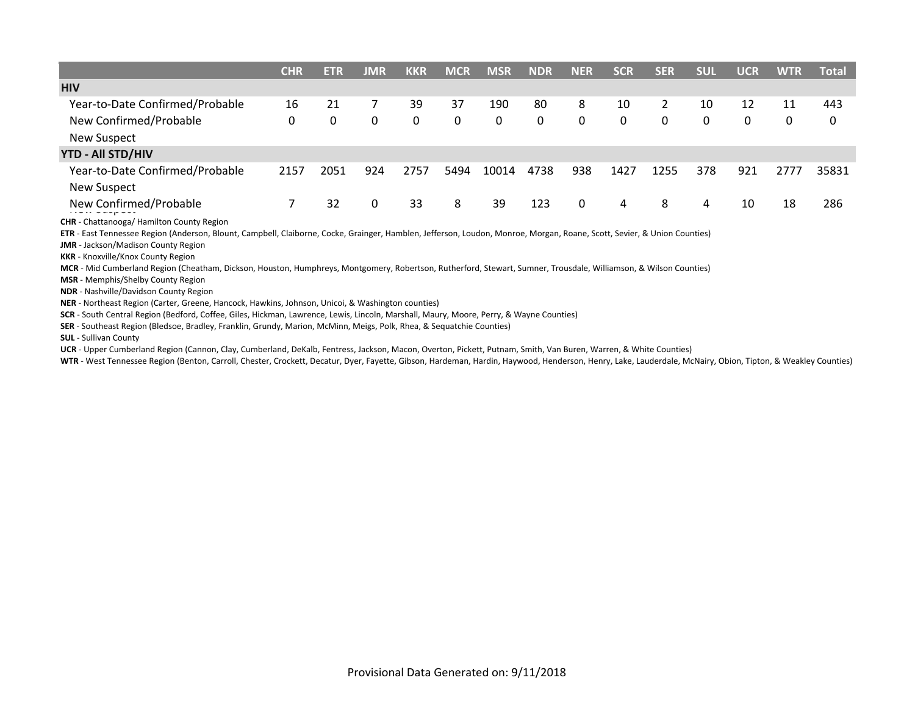| | CHR | ETR | JMR | KKR | MCR | MSR | NDR | NER | SCR | SER | SUL | UCR | WTR | Total |
|---|---|---|---|---|---|---|---|---|---|---|---|---|---|---|
| **HIV** | | | | | | | | | | | | | | |
| Year-to-Date Confirmed/Probable | 16 | 21 | 7 | 39 | 37 | 190 | 80 | 8 | 10 | 2 | 10 | 12 | 11 | 443 |
| New Confirmed/Probable | 0 | 0 | 0 | 0 | 0 | 0 | 0 | 0 | 0 | 0 | 0 | 0 | 0 | 0 |
| New Suspect | | | | | | | | | | | | | | |
| **YTD - All STD/HIV** | | | | | | | | | | | | | | |
| Year-to-Date Confirmed/Probable | 2157 | 2051 | 924 | 2757 | 5494 | 10014 | 4738 | 938 | 1427 | 1255 | 378 | 921 | 2777 | 35831 |
| New Suspect | | | | | | | | | | | | | | |
| New Confirmed/Probable | 7 | 32 | 0 | 33 | 8 | 39 | 123 | 0 | 4 | 8 | 4 | 10 | 18 | 286 |

**CHR** - Chattanooga/ Hamilton County Region

**ETR** - East Tennessee Region (Anderson, Blount, Campbell, Claiborne, Cocke, Grainger, Hamblen, Jefferson, Loudon, Monroe, Morgan, Roane, Scott, Sevier, & Union Counties)

**JMR** - Jackson/Madison County Region

**KKR** - Knoxville/Knox County Region

**MCR** - Mid Cumberland Region (Cheatham, Dickson, Houston, Humphreys, Montgomery, Robertson, Rutherford, Stewart, Sumner, Trousdale, Williamson, & Wilson Counties)

**MSR** - Memphis/Shelby County Region

**NDR** - Nashville/Davidson County Region

**NER** - Northeast Region (Carter, Greene, Hancock, Hawkins, Johnson, Unicoi, & Washington counties)

**SCR** - South Central Region (Bedford, Coffee, Giles, Hickman, Lawrence, Lewis, Lincoln, Marshall, Maury, Moore, Perry, & Wayne Counties)

**SER** - Southeast Region (Bledsoe, Bradley, Franklin, Grundy, Marion, McMinn, Meigs, Polk, Rhea, & Sequatchie Counties)

**SUL** - Sullivan County

**UCR** - Upper Cumberland Region (Cannon, Clay, Cumberland, DeKalb, Fentress, Jackson, Macon, Overton, Pickett, Putnam, Smith, Van Buren, Warren, & White Counties)

**WTR** - West Tennessee Region (Benton, Carroll, Chester, Crockett, Decatur, Dyer, Fayette, Gibson, Hardeman, Hardin, Haywood, Henderson, Henry, Lake, Lauderdale, McNairy, Obion, Tipton, & Weakley Counties)

Provisional Data Generated on: 9/11/2018